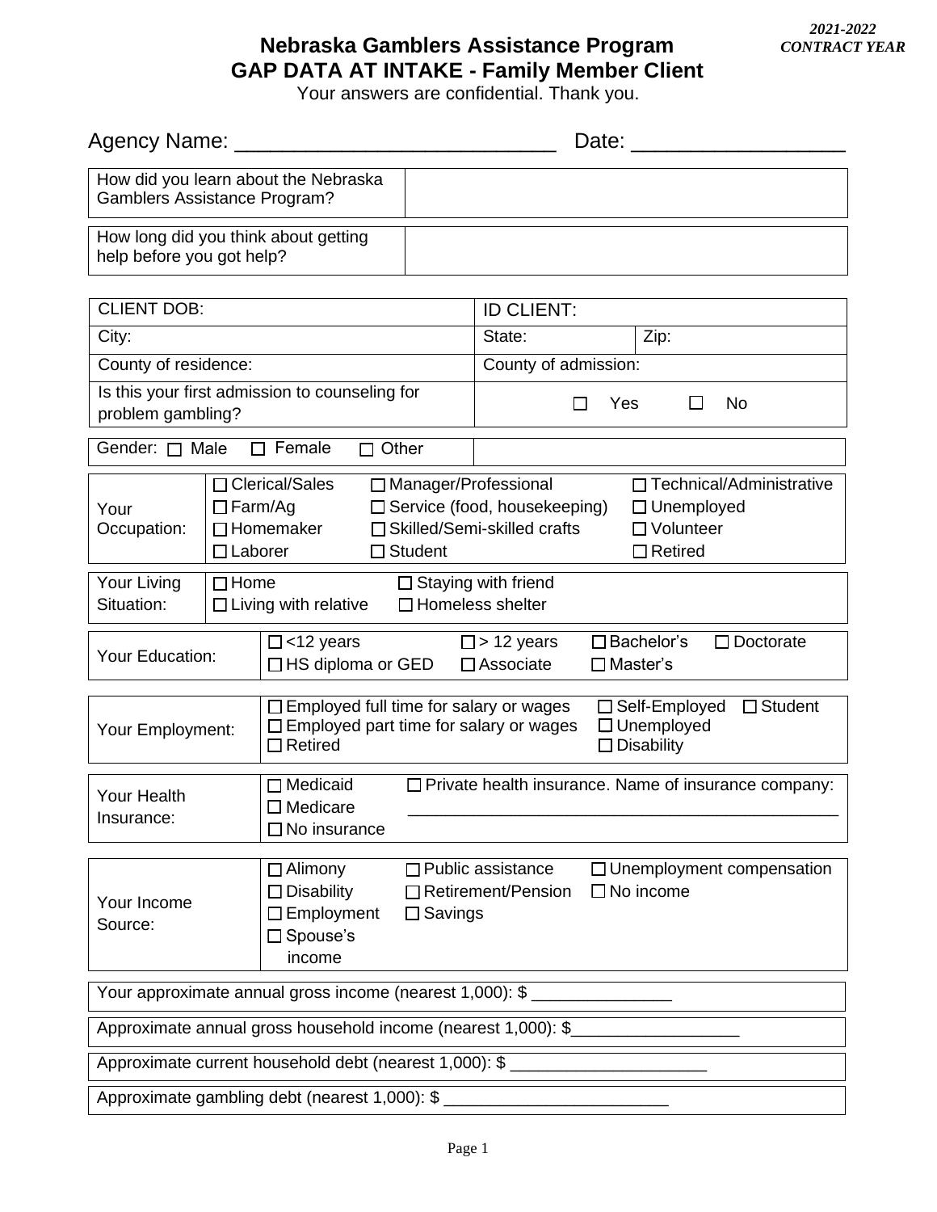*2021-2022*
*CONTRACT YEAR*

# Nebraska Gamblers Assistance Program
## GAP DATA AT INTAKE - Family Member Client

Your answers are confidential. Thank you.

Agency Name: ___________________________ Date: _________________

| How did you learn about the Nebraska Gamblers Assistance Program? | |
|---|---|

| How long did you think about getting help before you got help? | |
|---|---|

| CLIENT DOB: | ID CLIENT: | |
|---|---|---|
| City: | State: | Zip: |
| County of residence: | County of admission: | |
| Is this your first admission to counseling for problem gambling? | ☐ Yes ☐ No | |
| Gender: ☐ Male ☐ Female ☐ Other | | |

| Your Occupation: | ☐ Clerical/Sales | ☐ Manager/Professional | ☐ Technical/Administrative |
|---|---|---|---|
| | ☐ Farm/Ag | ☐ Service (food, housekeeping) | ☐ Unemployed |
| | ☐ Homemaker | ☐ Skilled/Semi-skilled crafts | ☐ Volunteer |
| | ☐ Laborer | ☐ Student | ☐ Retired |

| Your Living Situation: | ☐ Home | ☐ Staying with friend |
|---|---|---|
| | ☐ Living with relative | ☐ Homeless shelter |

| Your Education: | ☐ <12 years | ☐ > 12 years | ☐ Bachelor's | ☐ Doctorate |
|---|---|---|---|---|
| | ☐ HS diploma or GED | ☐ Associate | ☐ Master's | |

| Your Employment: | ☐ Employed full time for salary or wages | ☐ Self-Employed ☐ Student |
|---|---|---|
| | ☐ Employed part time for salary or wages | ☐ Unemployed |
| | ☐ Retired | ☐ Disability |

| Your Health Insurance: | ☐ Medicaid | ☐ Private health insurance. Name of insurance company: |
|---|---|---|
| | ☐ Medicare | ______________________________________________ |
| | ☐ No insurance | |

| Your Income Source: | ☐ Alimony | ☐ Public assistance | ☐ Unemployment compensation |
|---|---|---|---|
| | ☐ Disability | ☐ Retirement/Pension | ☐ No income |
| | ☐ Employment | ☐ Savings | |
| | ☐ Spouse's income | | |

Your approximate annual gross income (nearest 1,000): $ _______________

Approximate annual gross household income (nearest 1,000): $__________________

Approximate current household debt (nearest 1,000): $ ____________________

Approximate gambling debt (nearest 1,000): $ ________________________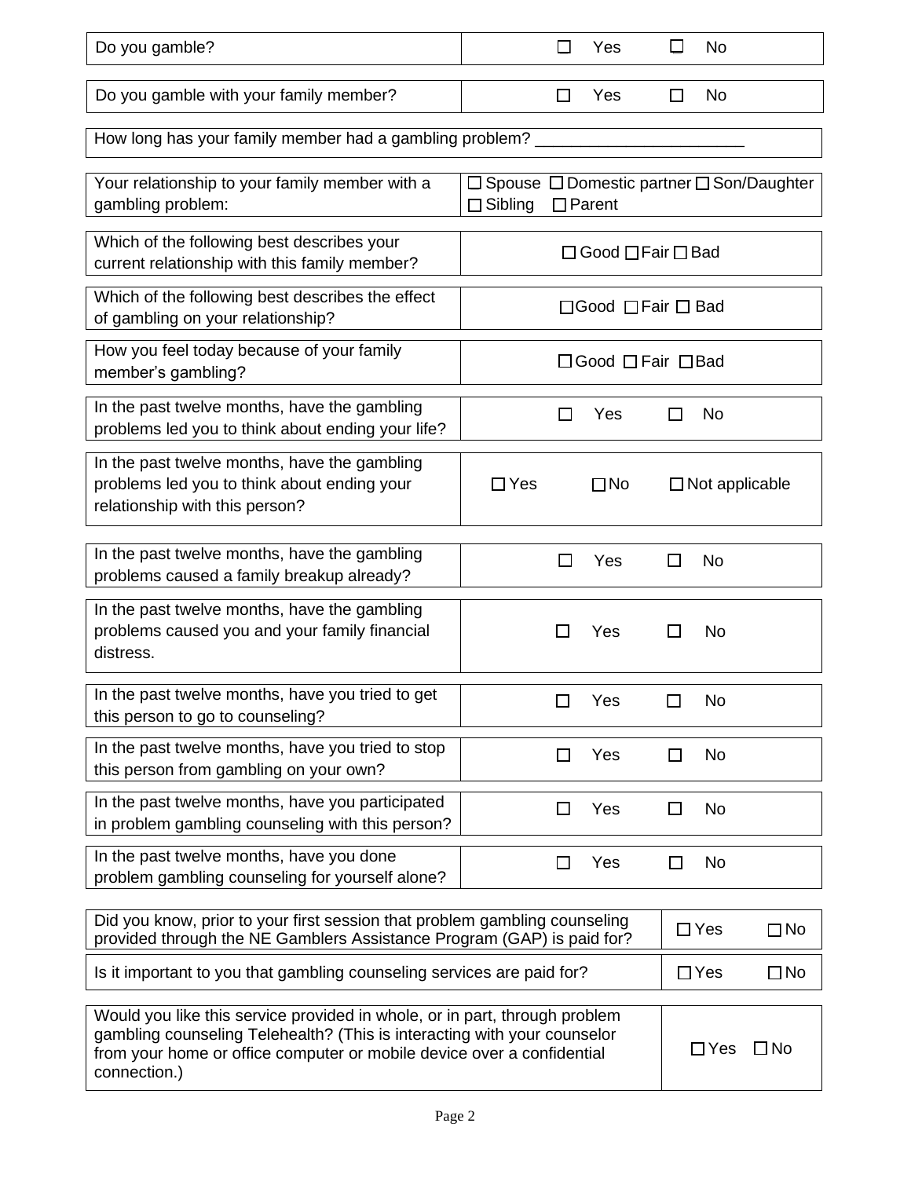| Do you gamble? | ☐ Yes ☐ No |
|---|---|

| Do you gamble with your family member? | ☐ Yes ☐ No |
|---|---|

How long has your family member had a gambling problem? ______________________

| Your relationship to your family member with a gambling problem: | ☐ Spouse ☐ Domestic partner ☐ Son/Daughter ☐ Sibling ☐ Parent |
|---|---|
| Which of the following best describes your current relationship with this family member? | ☐ Good ☐ Fair ☐ Bad |
| Which of the following best describes the effect of gambling on your relationship? | ☐ Good ☐ Fair ☐ Bad |
| How you feel today because of your family member's gambling? | ☐ Good ☐ Fair ☐ Bad |
| In the past twelve months, have the gambling problems led you to think about ending your life? | ☐ Yes ☐ No |
| In the past twelve months, have the gambling problems led you to think about ending your relationship with this person? | ☐ Yes ☐ No ☐ Not applicable |
| In the past twelve months, have the gambling problems caused a family breakup already? | ☐ Yes ☐ No |
| In the past twelve months, have the gambling problems caused you and your family financial distress. | ☐ Yes ☐ No |
| In the past twelve months, have you tried to get this person to go to counseling? | ☐ Yes ☐ No |
| In the past twelve months, have you tried to stop this person from gambling on your own? | ☐ Yes ☐ No |
| In the past twelve months, have you participated in problem gambling counseling with this person? | ☐ Yes ☐ No |
| In the past twelve months, have you done problem gambling counseling for yourself alone? | ☐ Yes ☐ No |

| Did you know, prior to your first session that problem gambling counseling provided through the NE Gamblers Assistance Program (GAP) is paid for? | ☐ Yes ☐ No |
|---|---|
| Is it important to you that gambling counseling services are paid for? | ☐ Yes ☐ No |

| Would you like this service provided in whole, or in part, through problem gambling counseling Telehealth? (This is interacting with your counselor from your home or office computer or mobile device over a confidential connection.) | ☐ Yes ☐ No |
|---|---|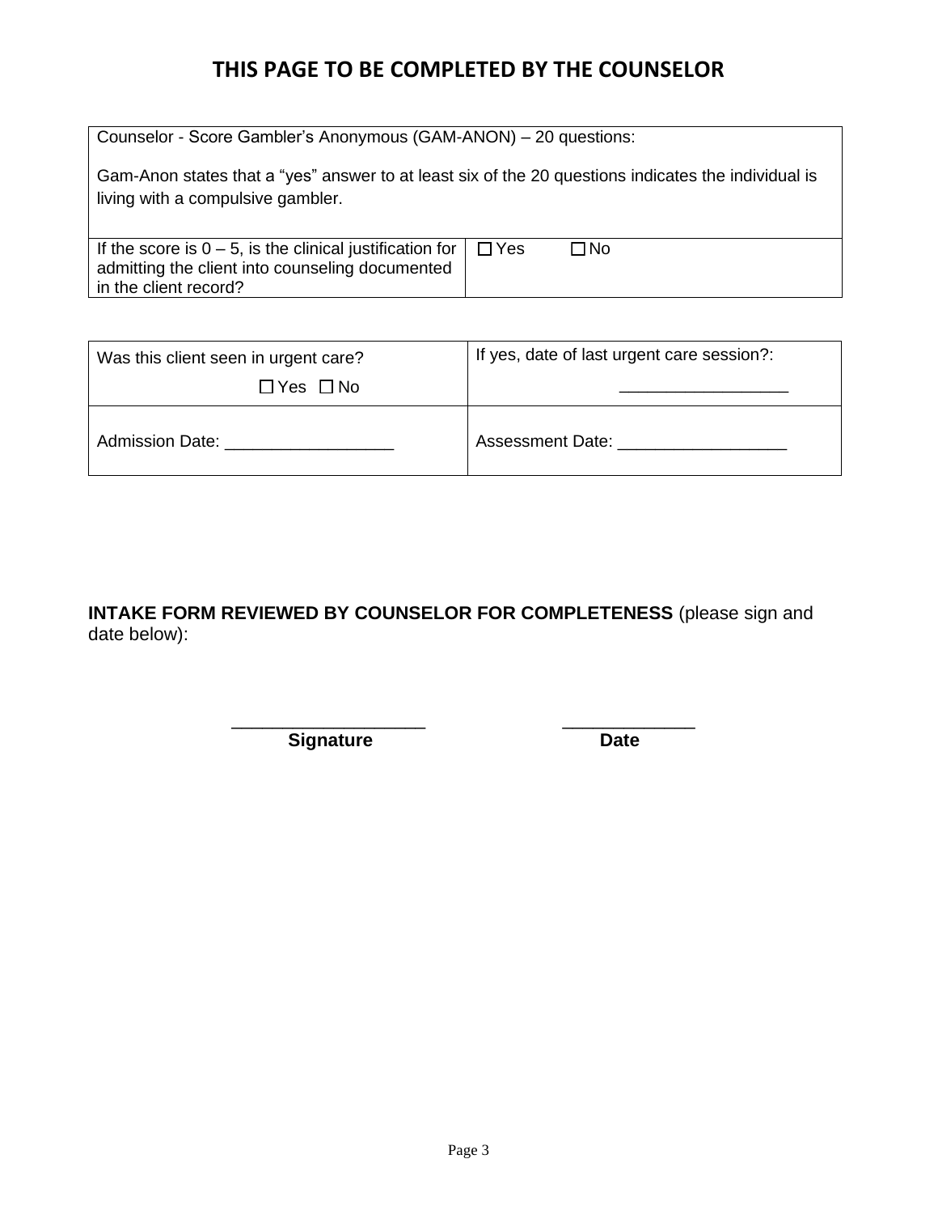# THIS PAGE TO BE COMPLETED BY THE COUNSELOR

| | |
|---|---|
| Counselor - Score Gambler's Anonymous (GAM-ANON) – 20 questions:<br><br>Gam-Anon states that a "yes" answer to at least six of the 20 questions indicates the individual is living with a compulsive gambler. | |
| If the score is 0 – 5, is the clinical justification for admitting the client into counseling documented in the client record? | ☐ Yes ☐ No |

| | |
|---|---|
| Was this client seen in urgent care?<br>☐ Yes ☐ No | If yes, date of last urgent care session?:<br>__________________ |
| Admission Date: __________________ | Assessment Date: __________________ |

**INTAKE FORM REVIEWED BY COUNSELOR FOR COMPLETENESS** (please sign and date below):

___________________ &nbsp;&nbsp;&nbsp;&nbsp;&nbsp;&nbsp;&nbsp;&nbsp; _____________
**Signature** &nbsp;&nbsp;&nbsp;&nbsp;&nbsp;&nbsp;&nbsp;&nbsp;&nbsp;&nbsp;&nbsp;&nbsp;&nbsp;&nbsp;&nbsp;&nbsp;&nbsp;&nbsp; **Date**